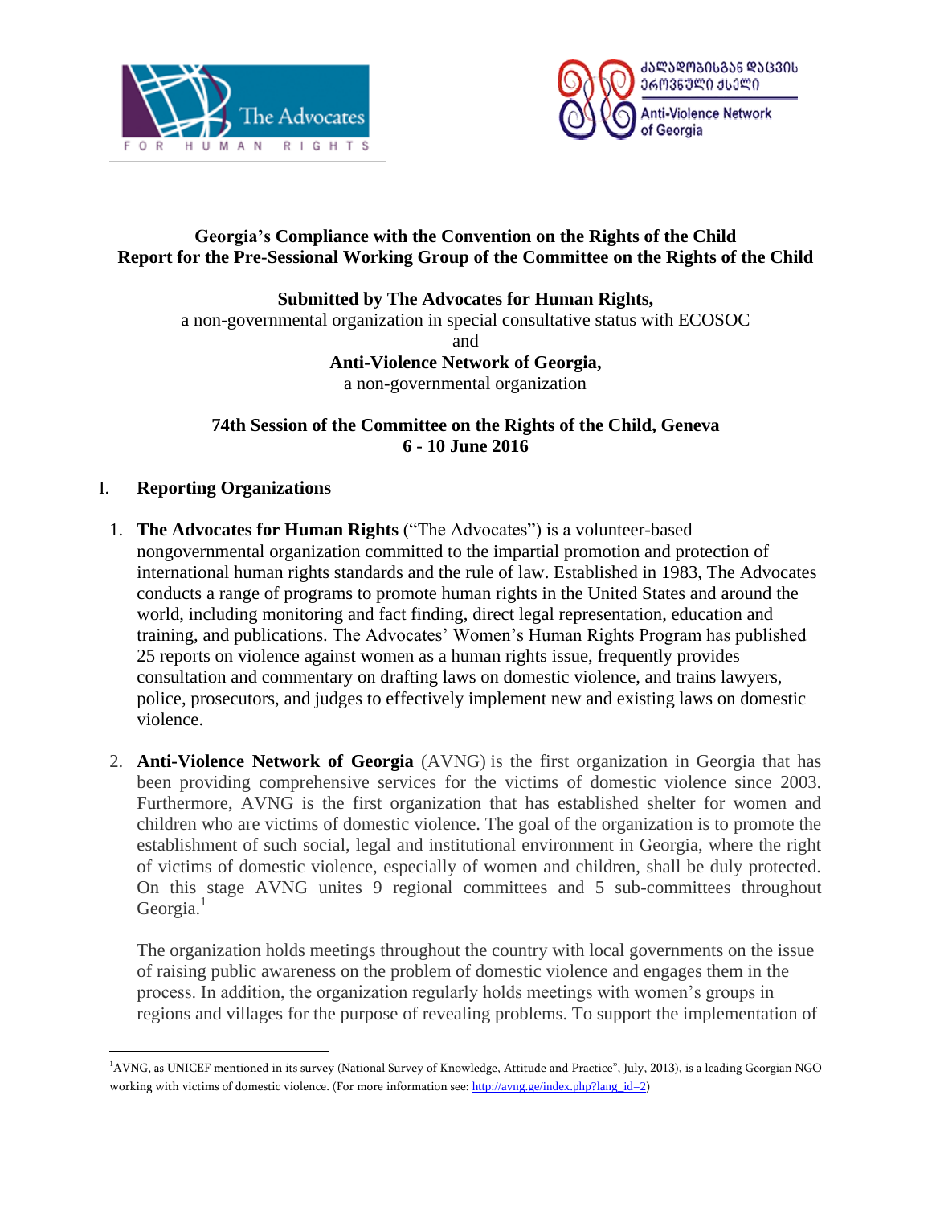**Georgia's Compliance with the Convention on the Rights of the Child**
**Report for the Pre-Sessional Working Group of the Committee on the Rights of the Child**

**Submitted by The Advocates for Human Rights,**
a non-governmental organization in special consultative status with ECOSOC
and
**Anti-Violence Network of Georgia,**
a non-governmental organization

**74th Session of the Committee on the Rights of the Child, Geneva**
**6 - 10 June 2016**

## I. Reporting Organizations

1. **The Advocates for Human Rights** ("The Advocates") is a volunteer-based nongovernmental organization committed to the impartial promotion and protection of international human rights standards and the rule of law. Established in 1983, The Advocates conducts a range of programs to promote human rights in the United States and around the world, including monitoring and fact finding, direct legal representation, education and training, and publications. The Advocates' Women's Human Rights Program has published 25 reports on violence against women as a human rights issue, frequently provides consultation and commentary on drafting laws on domestic violence, and trains lawyers, police, prosecutors, and judges to effectively implement new and existing laws on domestic violence.

2. **Anti-Violence Network of Georgia** (AVNG) is the first organization in Georgia that has been providing comprehensive services for the victims of domestic violence since 2003. Furthermore, AVNG is the first organization that has established shelter for women and children who are victims of domestic violence. The goal of the organization is to promote the establishment of such social, legal and institutional environment in Georgia, where the right of victims of domestic violence, especially of women and children, shall be duly protected. On this stage AVNG unites 9 regional committees and 5 sub-committees throughout Georgia.[1]

   The organization holds meetings throughout the country with local governments on the issue of raising public awareness on the problem of domestic violence and engages them in the process. In addition, the organization regularly holds meetings with women's groups in regions and villages for the purpose of revealing problems. To support the implementation of

---

[1] AVNG, as UNICEF mentioned in its survey (National Survey of Knowledge, Attitude and Practice", July, 2013), is a leading Georgian NGO working with victims of domestic violence. (For more information see: http://avng.ge/index.php?lang_id=2)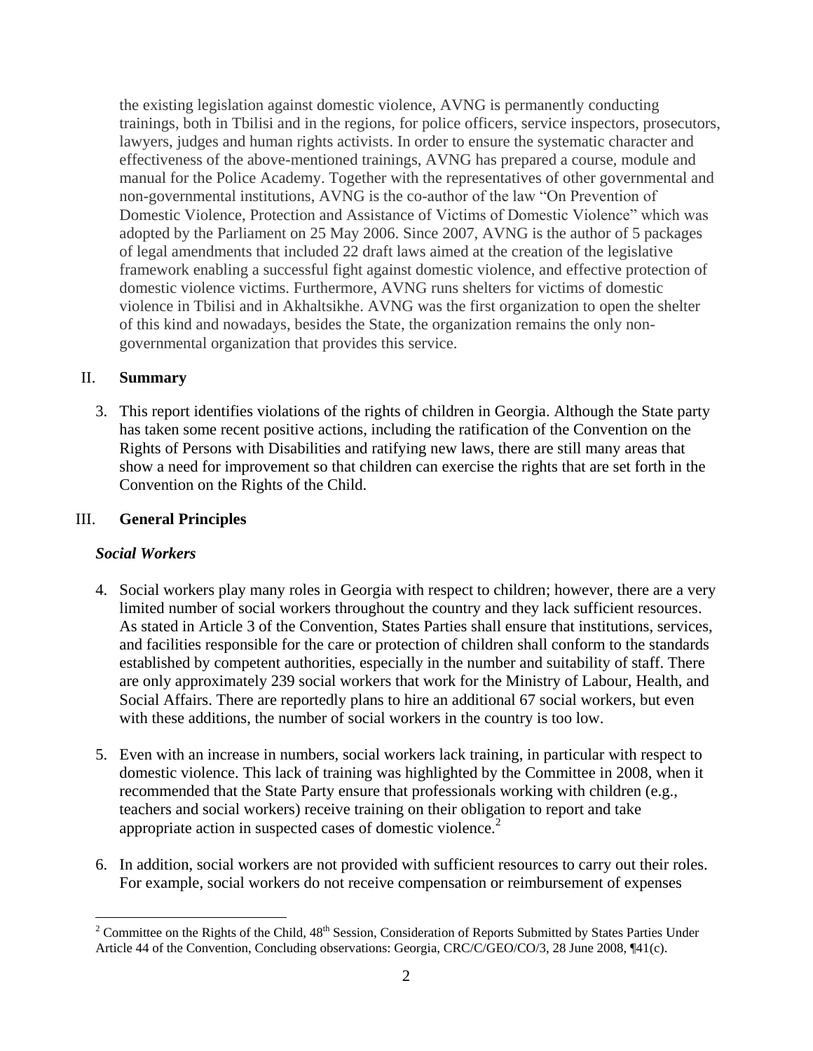the existing legislation against domestic violence, AVNG is permanently conducting trainings, both in Tbilisi and in the regions, for police officers, service inspectors, prosecutors, lawyers, judges and human rights activists. In order to ensure the systematic character and effectiveness of the above-mentioned trainings, AVNG has prepared a course, module and manual for the Police Academy. Together with the representatives of other governmental and non-governmental institutions, AVNG is the co-author of the law "On Prevention of Domestic Violence, Protection and Assistance of Victims of Domestic Violence" which was adopted by the Parliament on 25 May 2006. Since 2007, AVNG is the author of 5 packages of legal amendments that included 22 draft laws aimed at the creation of the legislative framework enabling a successful fight against domestic violence, and effective protection of domestic violence victims. Furthermore, AVNG runs shelters for victims of domestic violence in Tbilisi and in Akhaltsikhe. AVNG was the first organization to open the shelter of this kind and nowadays, besides the State, the organization remains the only non-governmental organization that provides this service.

## II. Summary

3. This report identifies violations of the rights of children in Georgia. Although the State party has taken some recent positive actions, including the ratification of the Convention on the Rights of Persons with Disabilities and ratifying new laws, there are still many areas that show a need for improvement so that children can exercise the rights that are set forth in the Convention on the Rights of the Child.

## III. General Principles

### *Social Workers*

4. Social workers play many roles in Georgia with respect to children; however, there are a very limited number of social workers throughout the country and they lack sufficient resources. As stated in Article 3 of the Convention, States Parties shall ensure that institutions, services, and facilities responsible for the care or protection of children shall conform to the standards established by competent authorities, especially in the number and suitability of staff. There are only approximately 239 social workers that work for the Ministry of Labour, Health, and Social Affairs. There are reportedly plans to hire an additional 67 social workers, but even with these additions, the number of social workers in the country is too low.

5. Even with an increase in numbers, social workers lack training, in particular with respect to domestic violence. This lack of training was highlighted by the Committee in 2008, when it recommended that the State Party ensure that professionals working with children (e.g., teachers and social workers) receive training on their obligation to report and take appropriate action in suspected cases of domestic violence.[2]

6. In addition, social workers are not provided with sufficient resources to carry out their roles. For example, social workers do not receive compensation or reimbursement of expenses

---

[2] Committee on the Rights of the Child, 48th Session, Consideration of Reports Submitted by States Parties Under Article 44 of the Convention, Concluding observations: Georgia, CRC/C/GEO/CO/3, 28 June 2008, ¶41(c).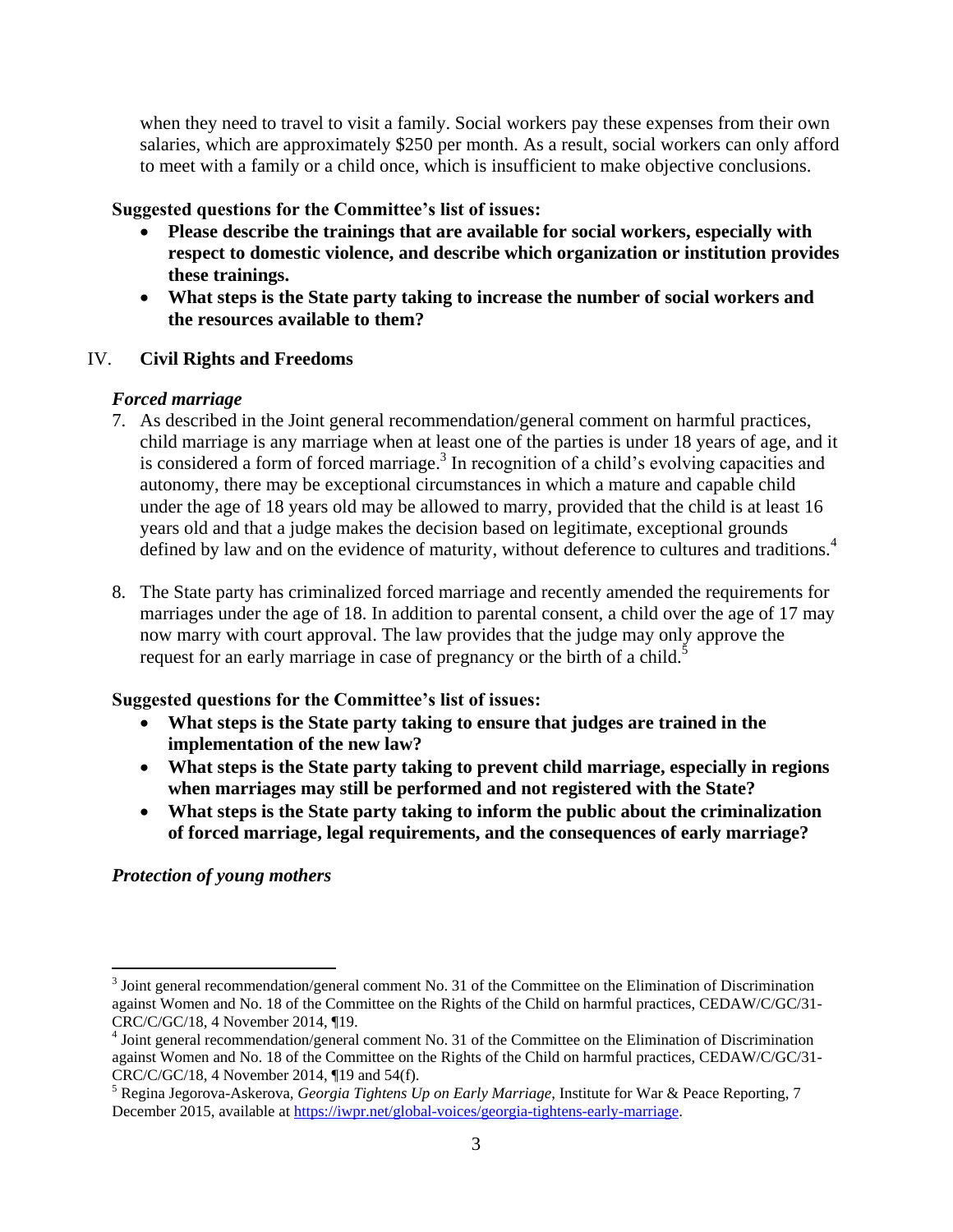when they need to travel to visit a family. Social workers pay these expenses from their own salaries, which are approximately $250 per month. As a result, social workers can only afford to meet with a family or a child once, which is insufficient to make objective conclusions.

**Suggested questions for the Committee's list of issues:**

- **Please describe the trainings that are available for social workers, especially with respect to domestic violence, and describe which organization or institution provides these trainings.**
- **What steps is the State party taking to increase the number of social workers and the resources available to them?**

## IV. Civil Rights and Freedoms

### *Forced marriage*

7. As described in the Joint general recommendation/general comment on harmful practices, child marriage is any marriage when at least one of the parties is under 18 years of age, and it is considered a form of forced marriage.[3] In recognition of a child's evolving capacities and autonomy, there may be exceptional circumstances in which a mature and capable child under the age of 18 years old may be allowed to marry, provided that the child is at least 16 years old and that a judge makes the decision based on legitimate, exceptional grounds defined by law and on the evidence of maturity, without deference to cultures and traditions.[4]

8. The State party has criminalized forced marriage and recently amended the requirements for marriages under the age of 18. In addition to parental consent, a child over the age of 17 may now marry with court approval. The law provides that the judge may only approve the request for an early marriage in case of pregnancy or the birth of a child.[5]

**Suggested questions for the Committee's list of issues:**

- **What steps is the State party taking to ensure that judges are trained in the implementation of the new law?**
- **What steps is the State party taking to prevent child marriage, especially in regions when marriages may still be performed and not registered with the State?**
- **What steps is the State party taking to inform the public about the criminalization of forced marriage, legal requirements, and the consequences of early marriage?**

### *Protection of young mothers*

---

[3] Joint general recommendation/general comment No. 31 of the Committee on the Elimination of Discrimination against Women and No. 18 of the Committee on the Rights of the Child on harmful practices, CEDAW/C/GC/31-CRC/C/GC/18, 4 November 2014, ¶19.

[4] Joint general recommendation/general comment No. 31 of the Committee on the Elimination of Discrimination against Women and No. 18 of the Committee on the Rights of the Child on harmful practices, CEDAW/C/GC/31-CRC/C/GC/18, 4 November 2014, ¶19 and 54(f).

[5] Regina Jegorova-Askerova, *Georgia Tightens Up on Early Marriage*, Institute for War & Peace Reporting, 7 December 2015, available at https://iwpr.net/global-voices/georgia-tightens-early-marriage.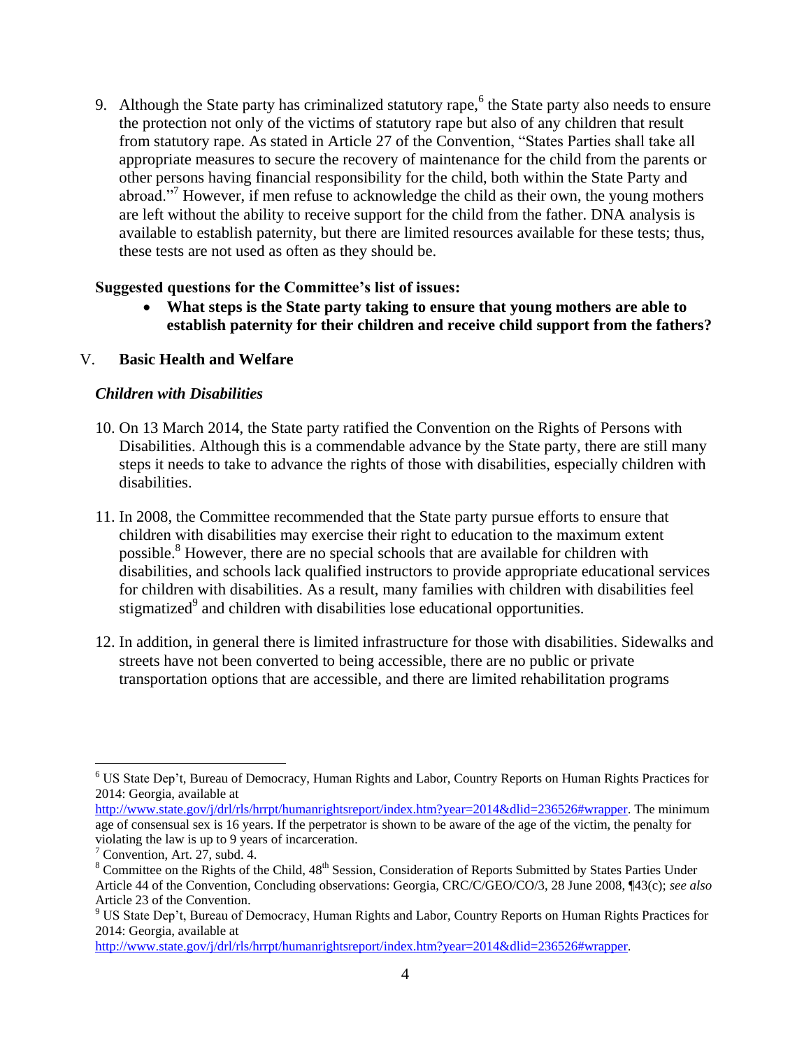9. Although the State party has criminalized statutory rape,[6] the State party also needs to ensure the protection not only of the victims of statutory rape but also of any children that result from statutory rape. As stated in Article 27 of the Convention, "States Parties shall take all appropriate measures to secure the recovery of maintenance for the child from the parents or other persons having financial responsibility for the child, both within the State Party and abroad."[7] However, if men refuse to acknowledge the child as their own, the young mothers are left without the ability to receive support for the child from the father. DNA analysis is available to establish paternity, but there are limited resources available for these tests; thus, these tests are not used as often as they should be.

**Suggested questions for the Committee's list of issues:**

- **What steps is the State party taking to ensure that young mothers are able to establish paternity for their children and receive child support from the fathers?**

## V. Basic Health and Welfare

### *Children with Disabilities*

10. On 13 March 2014, the State party ratified the Convention on the Rights of Persons with Disabilities. Although this is a commendable advance by the State party, there are still many steps it needs to take to advance the rights of those with disabilities, especially children with disabilities.

11. In 2008, the Committee recommended that the State party pursue efforts to ensure that children with disabilities may exercise their right to education to the maximum extent possible.[8] However, there are no special schools that are available for children with disabilities, and schools lack qualified instructors to provide appropriate educational services for children with disabilities. As a result, many families with children with disabilities feel stigmatized[9] and children with disabilities lose educational opportunities.

12. In addition, in general there is limited infrastructure for those with disabilities. Sidewalks and streets have not been converted to being accessible, there are no public or private transportation options that are accessible, and there are limited rehabilitation programs

---

[6] US State Dep't, Bureau of Democracy, Human Rights and Labor, Country Reports on Human Rights Practices for 2014: Georgia, available at http://www.state.gov/j/drl/rls/hrrpt/humanrightsreport/index.htm?year=2014&dlid=236526#wrapper. The minimum age of consensual sex is 16 years. If the perpetrator is shown to be aware of the age of the victim, the penalty for violating the law is up to 9 years of incarceration.

[7] Convention, Art. 27, subd. 4.

[8] Committee on the Rights of the Child, 48th Session, Consideration of Reports Submitted by States Parties Under Article 44 of the Convention, Concluding observations: Georgia, CRC/C/GEO/CO/3, 28 June 2008, ¶43(c); *see also* Article 23 of the Convention.

[9] US State Dep't, Bureau of Democracy, Human Rights and Labor, Country Reports on Human Rights Practices for 2014: Georgia, available at http://www.state.gov/j/drl/rls/hrrpt/humanrightsreport/index.htm?year=2014&dlid=236526#wrapper.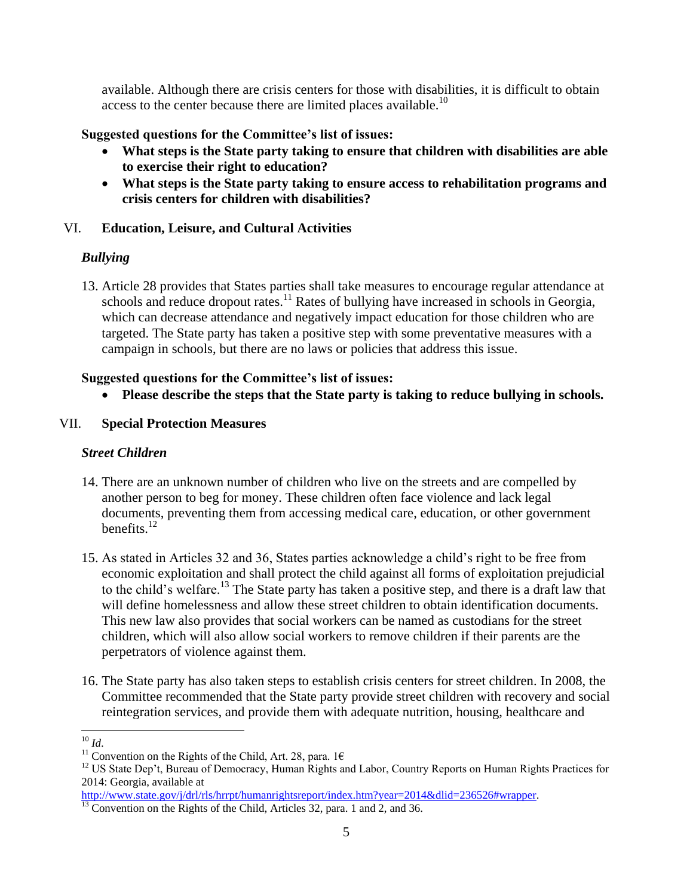available. Although there are crisis centers for those with disabilities, it is difficult to obtain access to the center because there are limited places available.[10]

**Suggested questions for the Committee's list of issues:**

- **What steps is the State party taking to ensure that children with disabilities are able to exercise their right to education?**
- **What steps is the State party taking to ensure access to rehabilitation programs and crisis centers for children with disabilities?**

## VI. Education, Leisure, and Cultural Activities

### *Bullying*

13. Article 28 provides that States parties shall take measures to encourage regular attendance at schools and reduce dropout rates.[11] Rates of bullying have increased in schools in Georgia, which can decrease attendance and negatively impact education for those children who are targeted. The State party has taken a positive step with some preventative measures with a campaign in schools, but there are no laws or policies that address this issue.

**Suggested questions for the Committee's list of issues:**

- **Please describe the steps that the State party is taking to reduce bullying in schools.**

## VII. Special Protection Measures

### *Street Children*

14. There are an unknown number of children who live on the streets and are compelled by another person to beg for money. These children often face violence and lack legal documents, preventing them from accessing medical care, education, or other government benefits.[12]

15. As stated in Articles 32 and 36, States parties acknowledge a child's right to be free from economic exploitation and shall protect the child against all forms of exploitation prejudicial to the child's welfare.[13] The State party has taken a positive step, and there is a draft law that will define homelessness and allow these street children to obtain identification documents. This new law also provides that social workers can be named as custodians for the street children, which will also allow social workers to remove children if their parents are the perpetrators of violence against them.

16. The State party has also taken steps to establish crisis centers for street children. In 2008, the Committee recommended that the State party provide street children with recovery and social reintegration services, and provide them with adequate nutrition, housing, healthcare and

---

[10] *Id*.

[11] Convention on the Rights of the Child, Art. 28, para. 1€

[12] US State Dep't, Bureau of Democracy, Human Rights and Labor, Country Reports on Human Rights Practices for 2014: Georgia, available at http://www.state.gov/j/drl/rls/hrrpt/humanrightsreport/index.htm?year=2014&dlid=236526#wrapper.

[13] Convention on the Rights of the Child, Articles 32, para. 1 and 2, and 36.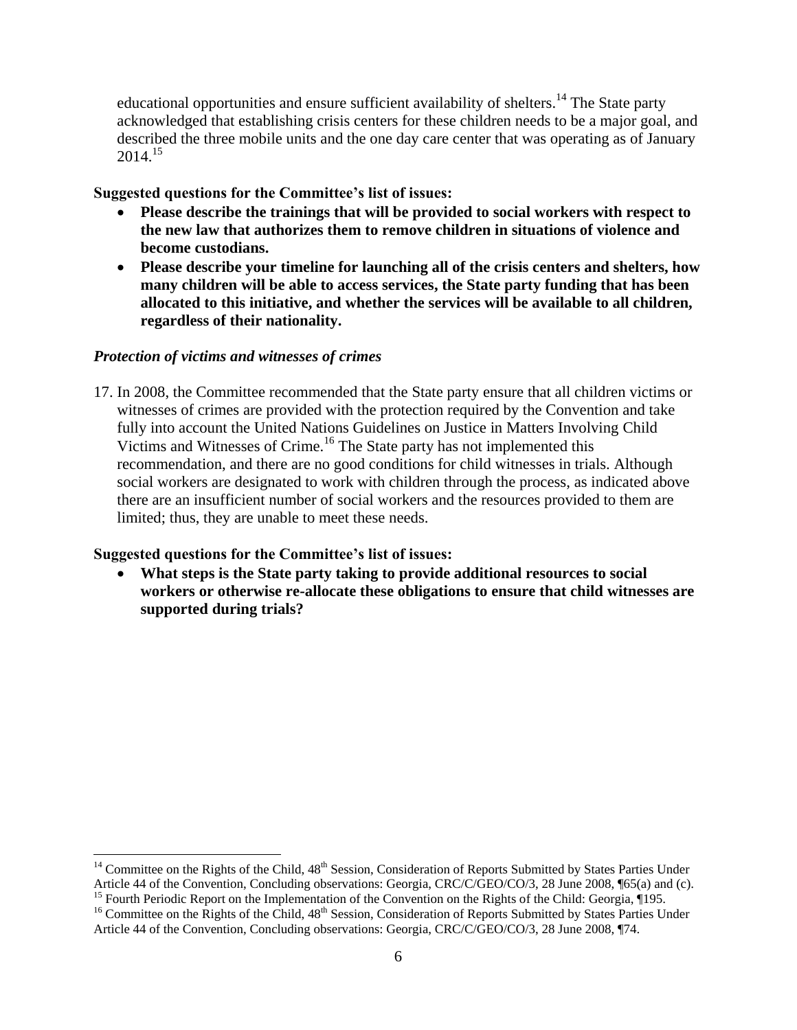educational opportunities and ensure sufficient availability of shelters.[14] The State party acknowledged that establishing crisis centers for these children needs to be a major goal, and described the three mobile units and the one day care center that was operating as of January 2014.[15]

**Suggested questions for the Committee's list of issues:**

- **Please describe the trainings that will be provided to social workers with respect to the new law that authorizes them to remove children in situations of violence and become custodians.**
- **Please describe your timeline for launching all of the crisis centers and shelters, how many children will be able to access services, the State party funding that has been allocated to this initiative, and whether the services will be available to all children, regardless of their nationality.**

***Protection of victims and witnesses of crimes***

17. In 2008, the Committee recommended that the State party ensure that all children victims or witnesses of crimes are provided with the protection required by the Convention and take fully into account the United Nations Guidelines on Justice in Matters Involving Child Victims and Witnesses of Crime.[16] The State party has not implemented this recommendation, and there are no good conditions for child witnesses in trials. Although social workers are designated to work with children through the process, as indicated above there are an insufficient number of social workers and the resources provided to them are limited; thus, they are unable to meet these needs.

**Suggested questions for the Committee's list of issues:**

- **What steps is the State party taking to provide additional resources to social workers or otherwise re-allocate these obligations to ensure that child witnesses are supported during trials?**

---

[14] Committee on the Rights of the Child, 48th Session, Consideration of Reports Submitted by States Parties Under Article 44 of the Convention, Concluding observations: Georgia, CRC/C/GEO/CO/3, 28 June 2008, ¶65(a) and (c).

[15] Fourth Periodic Report on the Implementation of the Convention on the Rights of the Child: Georgia, ¶195.

[16] Committee on the Rights of the Child, 48th Session, Consideration of Reports Submitted by States Parties Under Article 44 of the Convention, Concluding observations: Georgia, CRC/C/GEO/CO/3, 28 June 2008, ¶74.